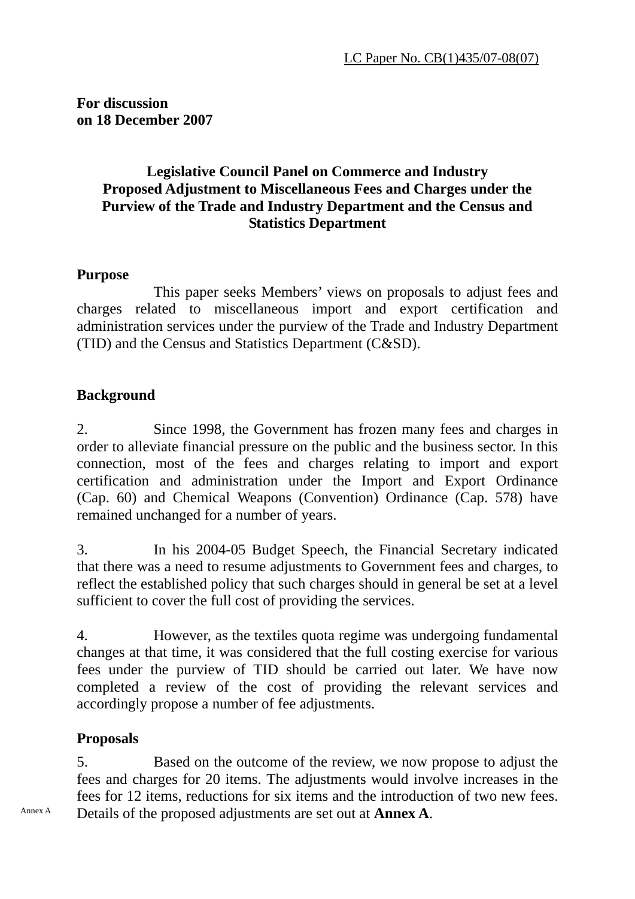LC Paper No. CB(1)435/07-08(07)

**For discussion on 18 December 2007**

# Legislative Council Panel on Commerce and Industry Proposed Adjustment to Miscellaneous Fees and Charges under the Purview of the Trade and Industry Department and the Census and Statistics Department

## Purpose

This paper seeks Members' views on proposals to adjust fees and charges related to miscellaneous import and export certification and administration services under the purview of the Trade and Industry Department (TID) and the Census and Statistics Department (C&SD).

## Background

2. Since 1998, the Government has frozen many fees and charges in order to alleviate financial pressure on the public and the business sector. In this connection, most of the fees and charges relating to import and export certification and administration under the Import and Export Ordinance (Cap. 60) and Chemical Weapons (Convention) Ordinance (Cap. 578) have remained unchanged for a number of years.

3. In his 2004-05 Budget Speech, the Financial Secretary indicated that there was a need to resume adjustments to Government fees and charges, to reflect the established policy that such charges should in general be set at a level sufficient to cover the full cost of providing the services.

4. However, as the textiles quota regime was undergoing fundamental changes at that time, it was considered that the full costing exercise for various fees under the purview of TID should be carried out later. We have now completed a review of the cost of providing the relevant services and accordingly propose a number of fee adjustments.

## Proposals

5. Based on the outcome of the review, we now propose to adjust the fees and charges for 20 items. The adjustments would involve increases in the fees for 12 items, reductions for six items and the introduction of two new fees. Details of the proposed adjustments are set out at **Annex A**.

Annex A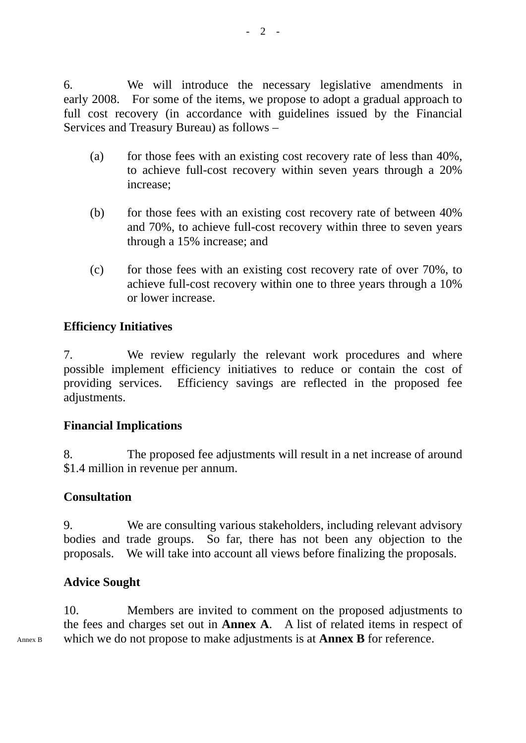6. We will introduce the necessary legislative amendments in early 2008. For some of the items, we propose to adopt a gradual approach to full cost recovery (in accordance with guidelines issued by the Financial Services and Treasury Bureau) as follows –

(a) for those fees with an existing cost recovery rate of less than 40%, to achieve full-cost recovery within seven years through a 20% increase;

(b) for those fees with an existing cost recovery rate of between 40% and 70%, to achieve full-cost recovery within three to seven years through a 15% increase; and

(c) for those fees with an existing cost recovery rate of over 70%, to achieve full-cost recovery within one to three years through a 10% or lower increase.

**Efficiency Initiatives**

7. We review regularly the relevant work procedures and where possible implement efficiency initiatives to reduce or contain the cost of providing services. Efficiency savings are reflected in the proposed fee adjustments.

**Financial Implications**

8. The proposed fee adjustments will result in a net increase of around $1.4 million in revenue per annum.

**Consultation**

9. We are consulting various stakeholders, including relevant advisory bodies and trade groups. So far, there has not been any objection to the proposals. We will take into account all views before finalizing the proposals.

**Advice Sought**

10. Members are invited to comment on the proposed adjustments to the fees and charges set out in **Annex A**. A list of related items in respect of which we do not propose to make adjustments is at **Annex B** for reference.

Annex B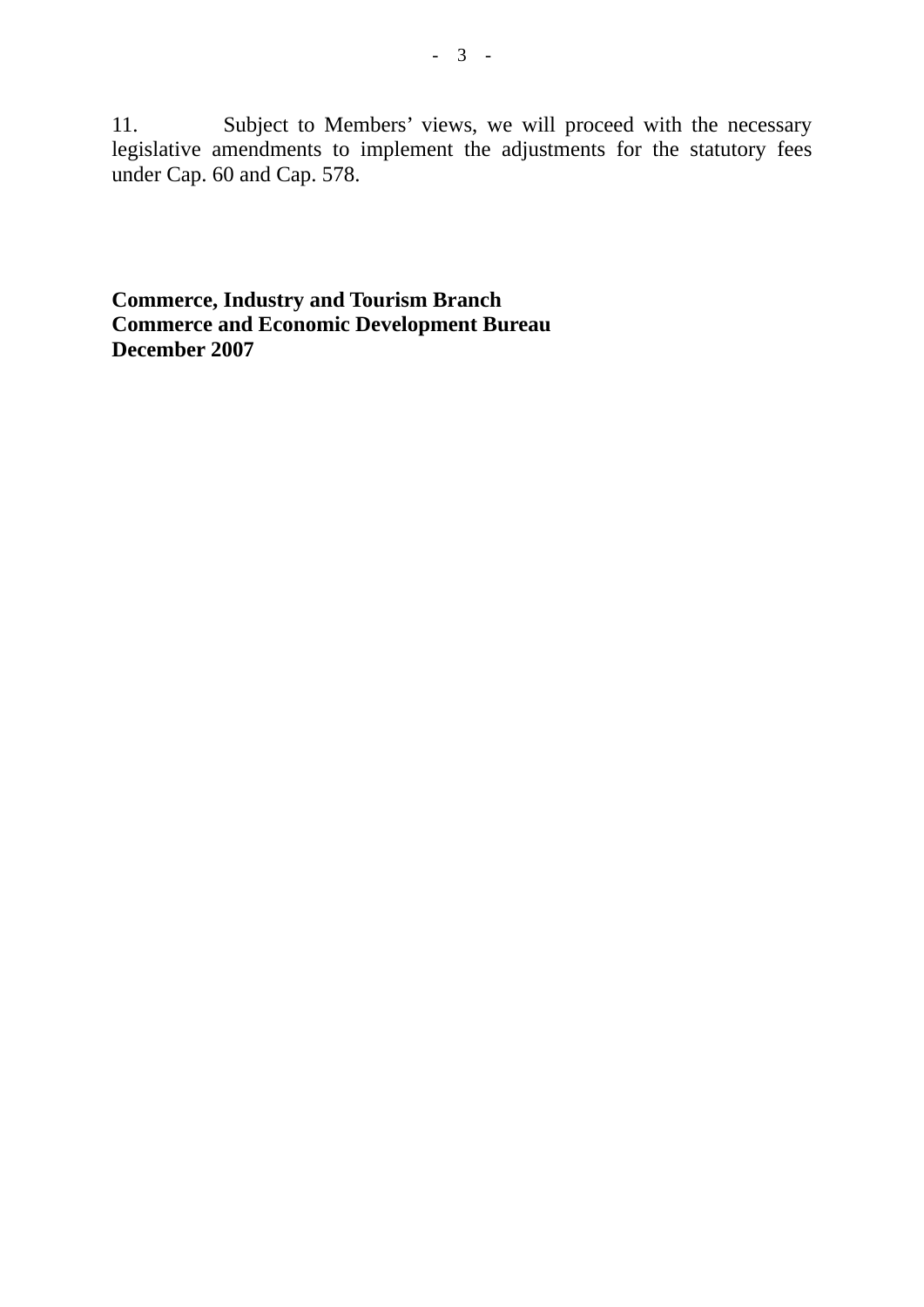11. Subject to Members' views, we will proceed with the necessary legislative amendments to implement the adjustments for the statutory fees under Cap. 60 and Cap. 578.

**Commerce, Industry and Tourism Branch**
**Commerce and Economic Development Bureau**
**December 2007**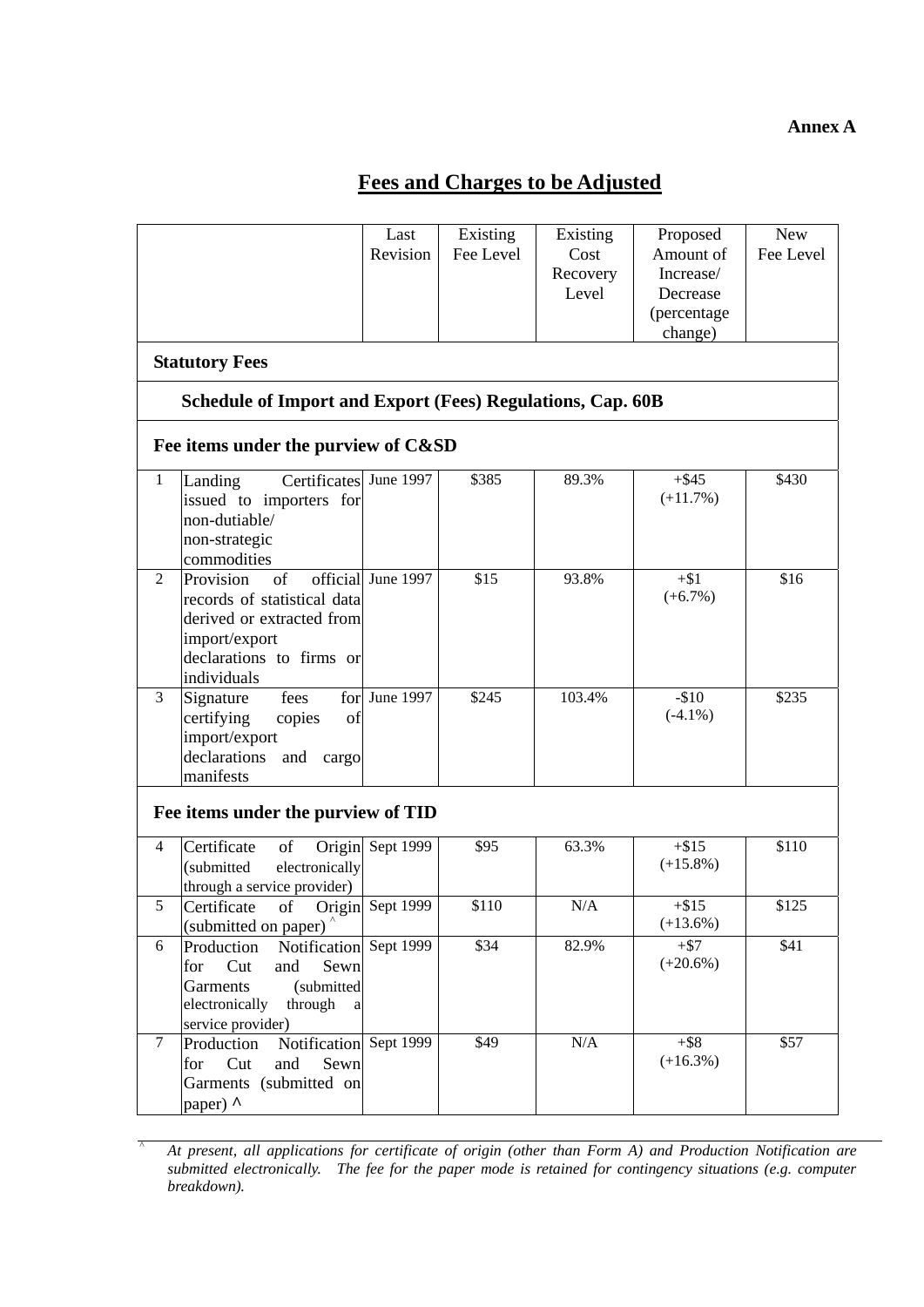**Annex A**

# Fees and Charges to be Adjusted

| | | Last Revision | Existing Fee Level | Existing Cost Recovery Level | Proposed Amount of Increase/ Decrease (percentage change) | New Fee Level |
|---|---|---|---|---|---|---|
| **Statutory Fees** | | | | | | |
| **Schedule of Import and Export (Fees) Regulations, Cap. 60B** | | | | | | |
| **Fee items under the purview of C&SD** | | | | | | |
| 1 | Landing Certificates issued to importers for non-dutiable/ non-strategic commodities | June 1997 | $385 | 89.3% | +$45 (+11.7%) | $430 |
| 2 | Provision of official records of statistical data derived or extracted from import/export declarations to firms or individuals | June 1997 | $15 | 93.8% | +$1 (+6.7%) | $16 |
| 3 | Signature fees for certifying copies of import/export declarations and cargo manifests | June 1997 | $245 | 103.4% | -$10 (-4.1%) | $235 |
| **Fee items under the purview of TID** | | | | | | |
| 4 | Certificate of Origin (submitted electronically through a service provider) | Sept 1999 | $95 | 63.3% | +$15 (+15.8%) | $110 |
| 5 | Certificate of Origin (submitted on paper) ^ | Sept 1999 | $110 | N/A | +$15 (+13.6%) | $125 |
| 6 | Production Notification for Cut and Sewn Garments (submitted electronically through a service provider) | Sept 1999 | $34 | 82.9% | +$7 (+20.6%) | $41 |
| 7 | Production Notification for Cut and Sewn Garments (submitted on paper) ^ | Sept 1999 | $49 | N/A | +$8 (+16.3%) | $57 |

^ *At present, all applications for certificate of origin (other than Form A) and Production Notification are submitted electronically. The fee for the paper mode is retained for contingency situations (e.g. computer breakdown).*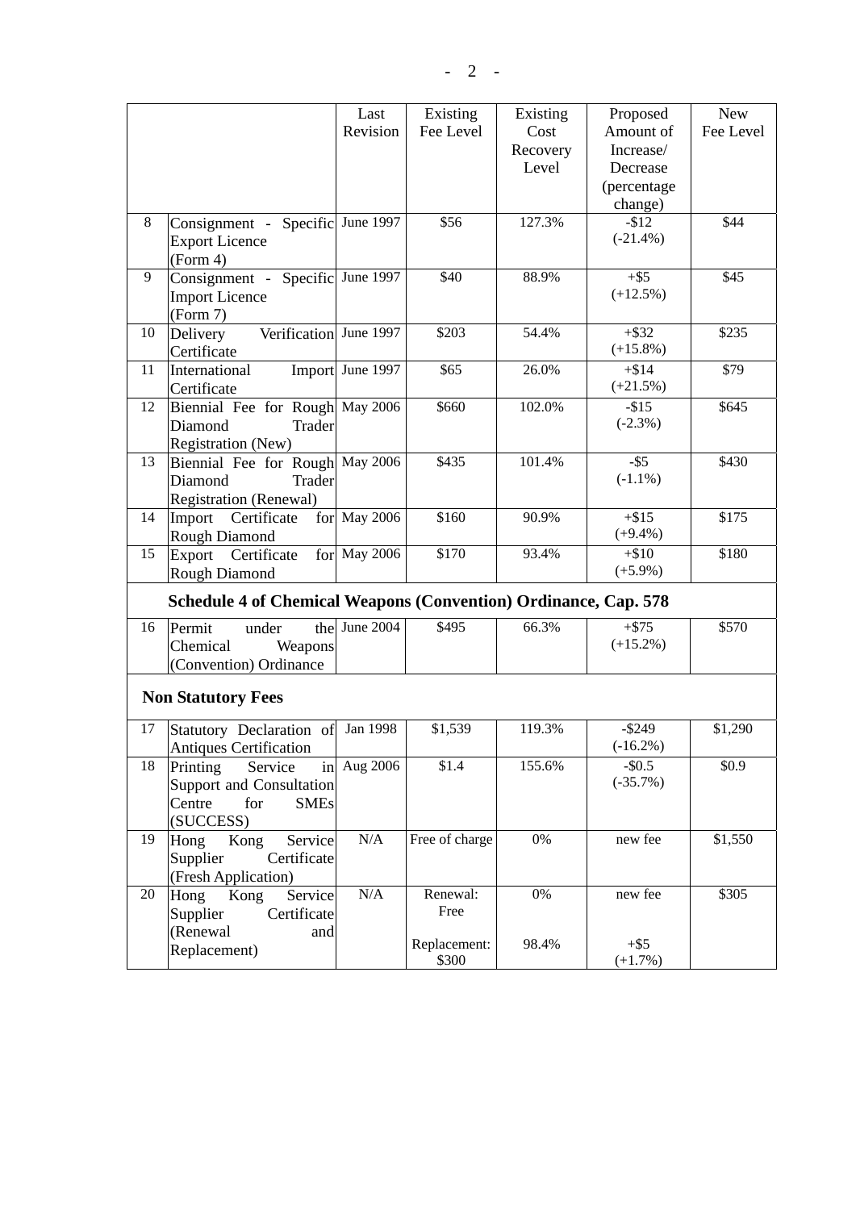| | | Last Revision | Existing Fee Level | Existing Cost Recovery Level | Proposed Amount of Increase/ Decrease (percentage change) | New Fee Level |
|---|---|---|---|---|---|---|
| 8 | Consignment - Specific Export Licence (Form 4) | June 1997 | $56 | 127.3% | -$12 (-21.4%) | $44 |
| 9 | Consignment - Specific Import Licence (Form 7) | June 1997 | $40 | 88.9% | +$5 (+12.5%) | $45 |
| 10 | Delivery Verification Certificate | June 1997 | $203 | 54.4% | +$32 (+15.8%) | $235 |
| 11 | International Import Certificate | June 1997 | $65 | 26.0% | +$14 (+21.5%) | $79 |
| 12 | Biennial Fee for Rough Diamond Trader Registration (New) | May 2006 | $660 | 102.0% | -$15 (-2.3%) | $645 |
| 13 | Biennial Fee for Rough Diamond Trader Registration (Renewal) | May 2006 | $435 | 101.4% | -$5 (-1.1%) | $430 |
| 14 | Import Certificate for Rough Diamond | May 2006 | $160 | 90.9% | +$15 (+9.4%) | $175 |
| 15 | Export Certificate for Rough Diamond | May 2006 | $170 | 93.4% | +$10 (+5.9%) | $180 |
| | **Schedule 4 of Chemical Weapons (Convention) Ordinance, Cap. 578** | | | | | |
| 16 | Permit under the Chemical Weapons (Convention) Ordinance | June 2004 | $495 | 66.3% | +$75 (+15.2%) | $570 |
| | **Non Statutory Fees** | | | | | |
| 17 | Statutory Declaration of Antiques Certification | Jan 1998 | $1,539 | 119.3% | -$249 (-16.2%) | $1,290 |
| 18 | Printing Service in Support and Consultation Centre for SMEs (SUCCESS) | Aug 2006 | $1.4 | 155.6% | -$0.5 (-35.7%) | $0.9 |
| 19 | Hong Kong Service Supplier Certificate (Fresh Application) | N/A | Free of charge | 0% | new fee | $1,550 |
| 20 | Hong Kong Service Supplier Certificate (Renewal and Replacement) | N/A | Renewal: Free<br>Replacement: $300 | 0%<br>98.4% | new fee<br>+$5 (+1.7%) | $305 |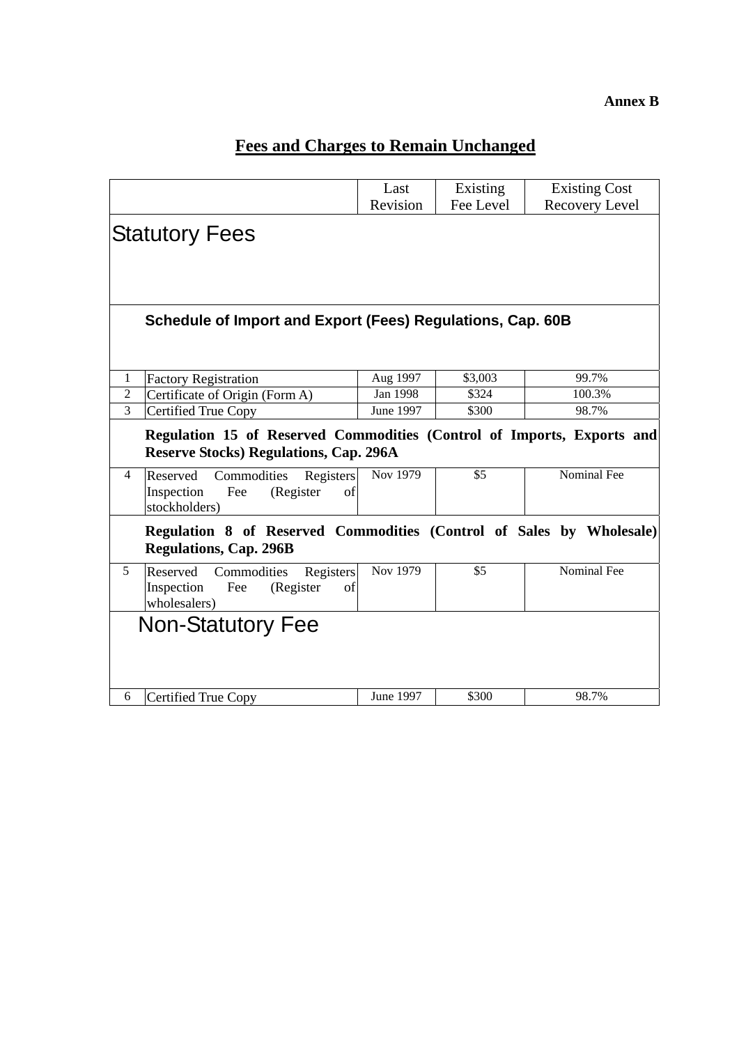**Annex B**

# Fees and Charges to Remain Unchanged

| | | Last Revision | Existing Fee Level | Existing Cost Recovery Level |
|---|---|---|---|---|
| **Statutory Fees** | | | | |
| | **Schedule of Import and Export (Fees) Regulations, Cap. 60B** | | | |
| 1 | Factory Registration | Aug 1997 | $3,003 | 99.7% |
| 2 | Certificate of Origin (Form A) | Jan 1998 | $324 | 100.3% |
| 3 | Certified True Copy | June 1997 | $300 | 98.7% |
| | **Regulation 15 of Reserved Commodities (Control of Imports, Exports and Reserve Stocks) Regulations, Cap. 296A** | | | |
| 4 | Reserved Commodities Registers Inspection Fee (Register of stockholders) | Nov 1979 | $5 | Nominal Fee |
| | **Regulation 8 of Reserved Commodities (Control of Sales by Wholesale) Regulations, Cap. 296B** | | | |
| 5 | Reserved Commodities Registers Inspection Fee (Register of wholesalers) | Nov 1979 | $5 | Nominal Fee |
| **Non-Statutory Fee** | | | | |
| 6 | Certified True Copy | June 1997 | $300 | 98.7% |